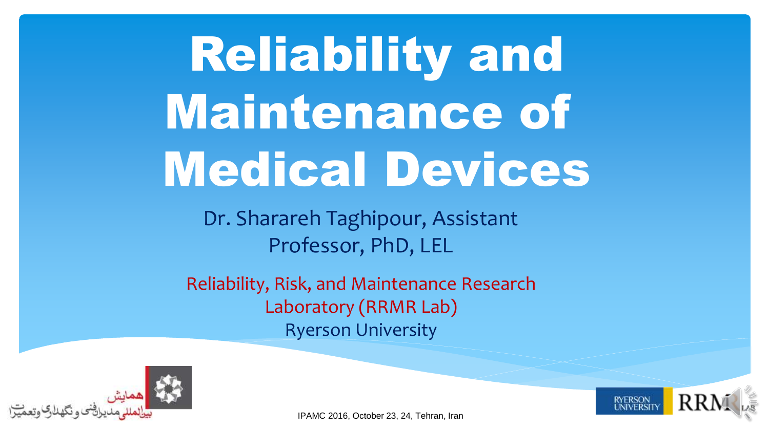# Reliability and Maintenance of Medical Devices

Dr. Sharareh Taghipour, Assistant Professor, PhD, LEL

Reliability, Risk, and Maintenance Research Laboratory (RRMR Lab)

Ryerson University

همایش بین‌المللی مدیران فنی و نگهداری و تعمیرات

IPAMC 2016, October 23, 24, Tehran, Iran

RYERSON UNIVERSITY

RRMR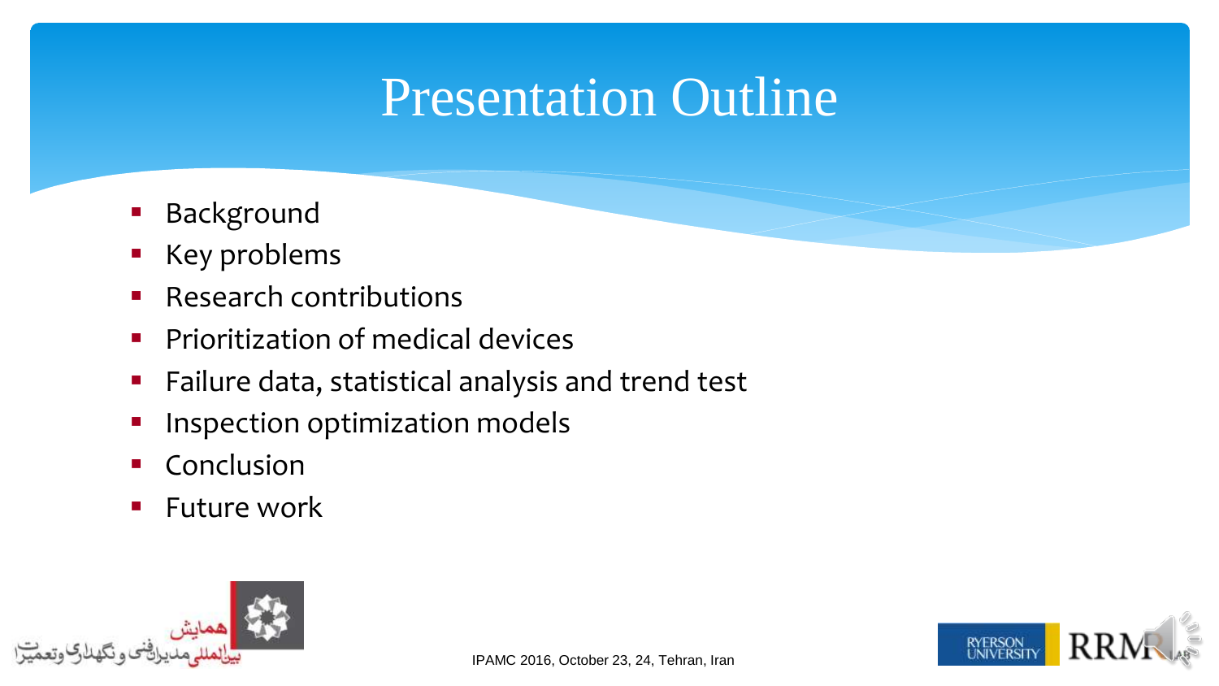# Presentation Outline

- Background
- Key problems
- Research contributions
- Prioritization of medical devices
- Failure data, statistical analysis and trend test
- Inspection optimization models
- Conclusion
- Future work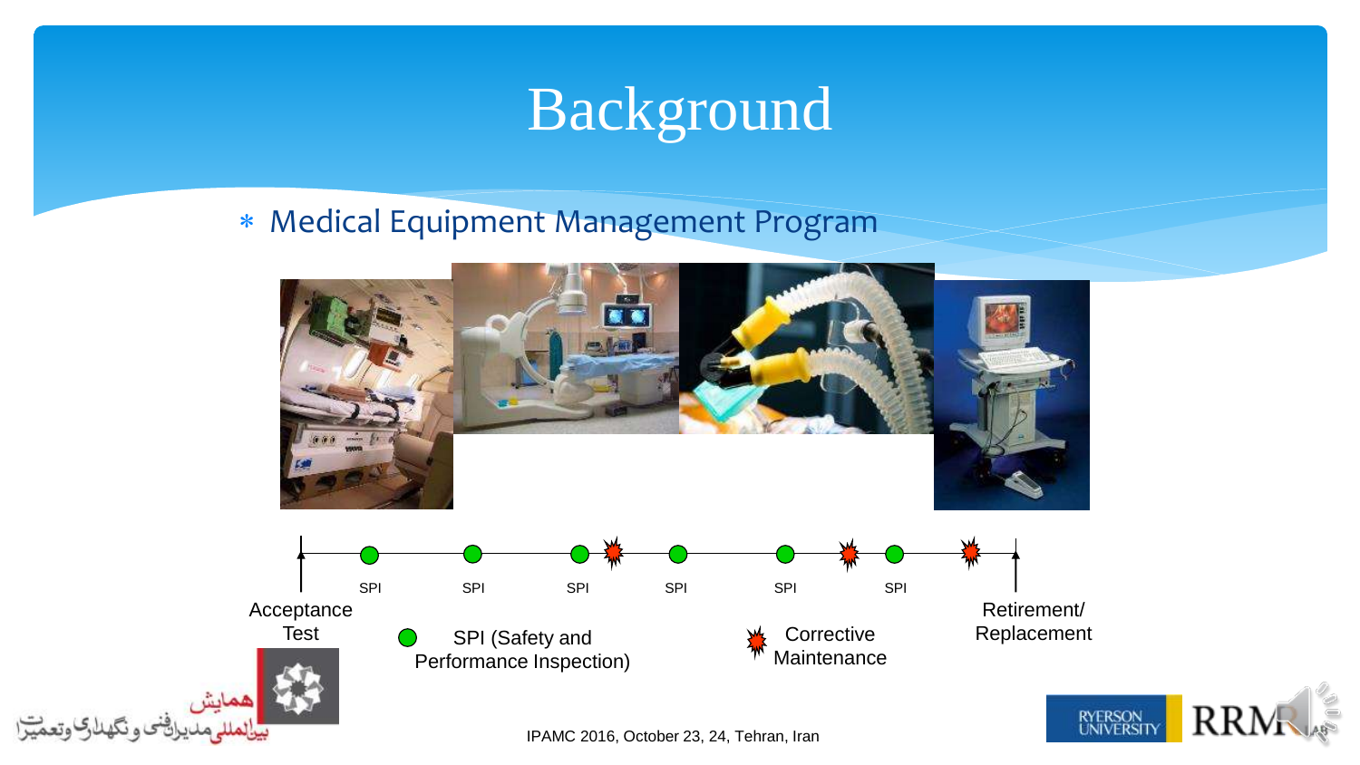# Background

* Medical Equipment Management Program

SPI SPI SPI SPI SPI SPI

Acceptance Test

Retirement/ Replacement

SPI (Safety and Performance Inspection)

Corrective Maintenance

IPAMC 2016, October 23, 24, Tehran, Iran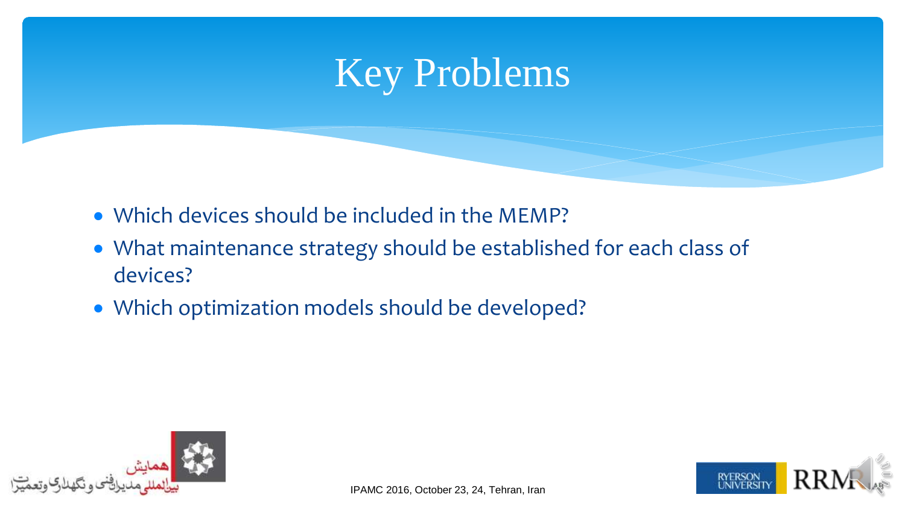# Key Problems

- Which devices should be included in the MEMP?
- What maintenance strategy should be established for each class of devices?
- Which optimization models should be developed?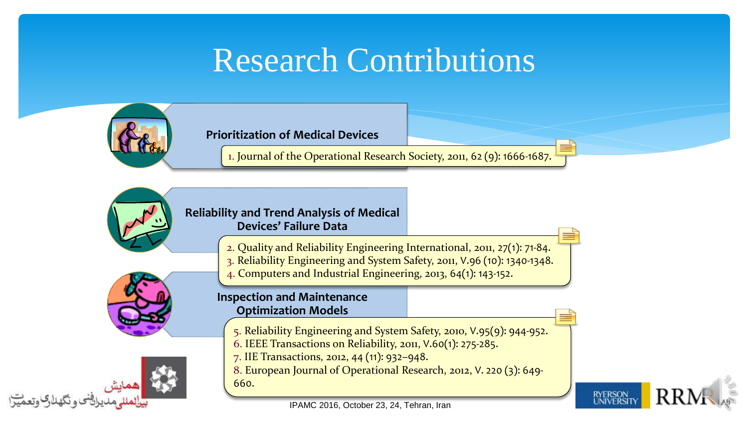# Research Contributions

**Prioritization of Medical Devices**

1. Journal of the Operational Research Society, 2011, 62 (9): 1666-1687.

**Reliability and Trend Analysis of Medical Devices' Failure Data**

2. Quality and Reliability Engineering International, 2011, 27(1): 71-84.
3. Reliability Engineering and System Safety, 2011, V.96 (10): 1340-1348.
4. Computers and Industrial Engineering, 2013, 64(1): 143-152.

**Inspection and Maintenance Optimization Models**

5. Reliability Engineering and System Safety, 2010, V.95(9): 944-952.
6. IEEE Transactions on Reliability, 2011, V.60(1): 275-285.
7. IIE Transactions, 2012, 44 (11): 932–948.
8. European Journal of Operational Research, 2012, V. 220 (3): 649-660.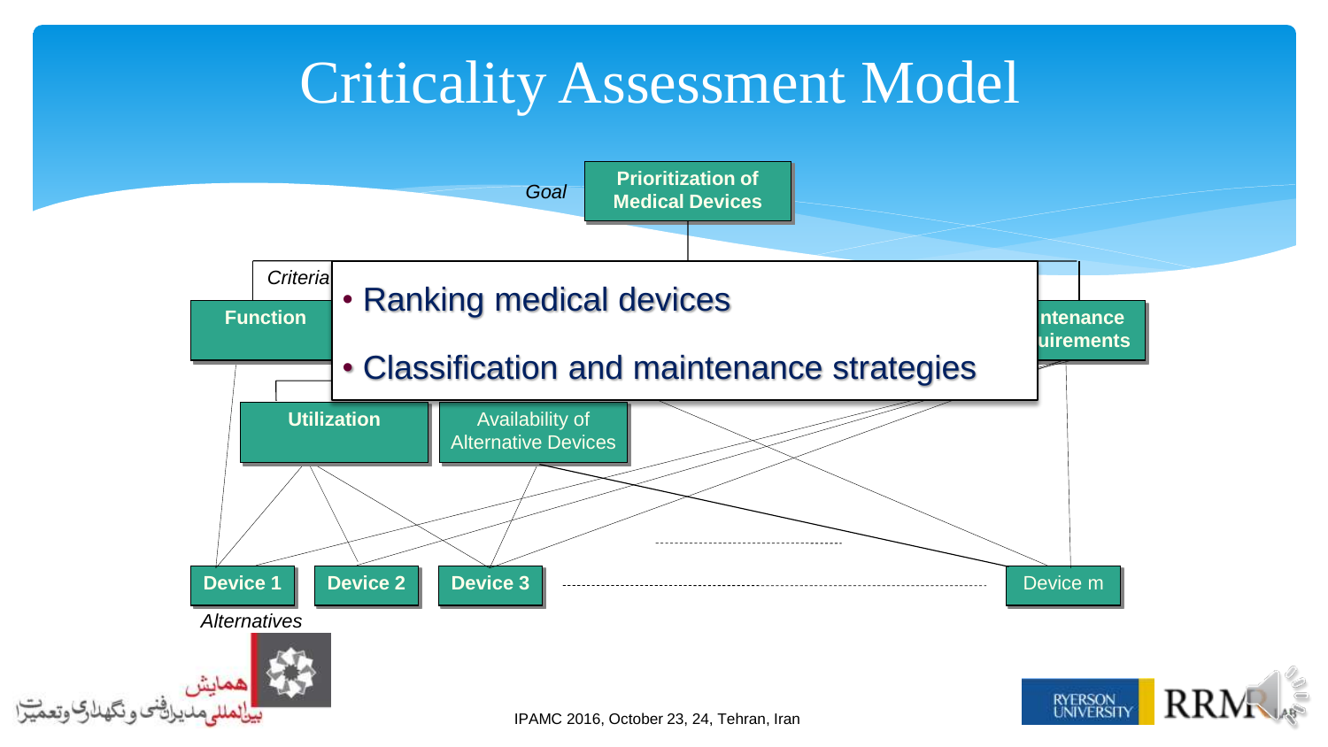# Criticality Assessment Model

Goal

**Prioritization of Medical Devices**

*Criteria*

**Function**

**ntenance uirements**

- Ranking medical devices
- Classification and maintenance strategies

**Utilization**

Availability of Alternative Devices

**Device 1** **Device 2** **Device 3** ........ Device m

*Alternatives*

همایش بین‌المللی مدیران فنی و نگهداری و تعمیرات

IPAMC 2016, October 23, 24, Tehran, Iran

RYERSON UNIVERSITY RRM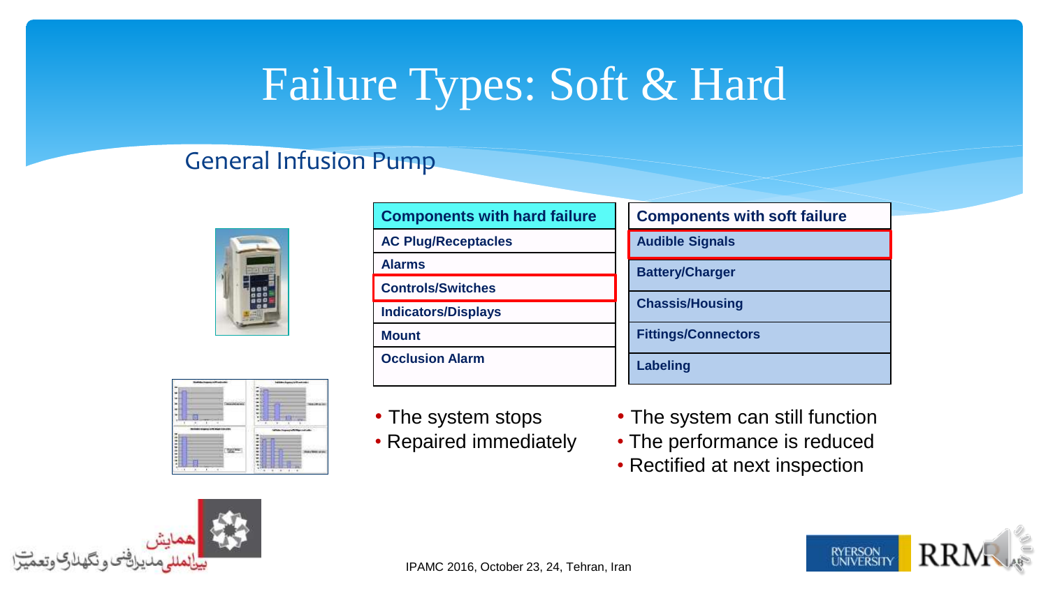# Failure Types: Soft & Hard

## General Infusion Pump

| Components with hard failure |
|---|
| AC Plug/Receptacles |
| Alarms |
| Controls/Switches |
| Indicators/Displays |
| Mount |
| Occlusion Alarm |

- The system stops
- Repaired immediately

| Components with soft failure |
|---|
| Audible Signals |
| Battery/Charger |
| Chassis/Housing |
| Fittings/Connectors |
| Labeling |

- The system can still function
- The performance is reduced
- Rectified at next inspection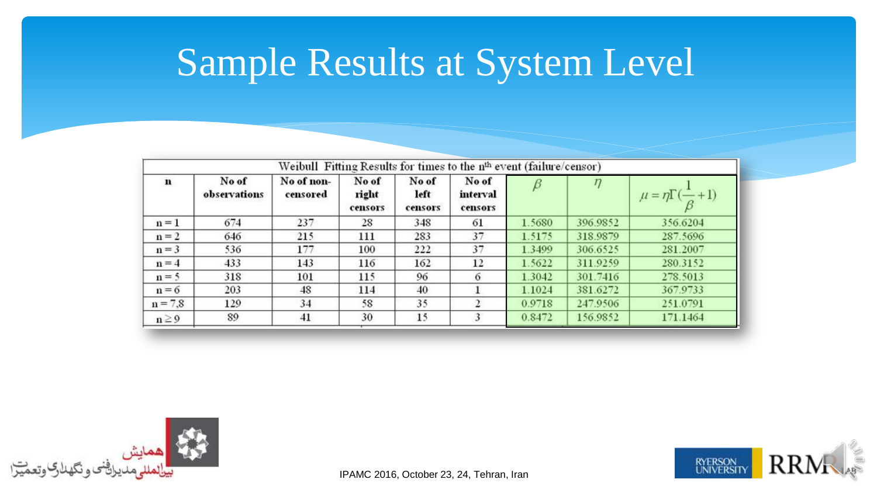# Sample Results at System Level

| Weibull Fitting Results for times to the $n^{th}$ event (failure/censor) | | | | | | | | |
|---|---|---|---|---|---|---|---|---|
| n | No of observations | No of non-censored | No of right censors | No of left censors | No of interval censors | $\beta$ | $\eta$ | $\mu = \eta\Gamma(\frac{1}{\beta}+1)$ |
| n = 1 | 674 | 237 | 28 | 348 | 61 | 1.5680 | 396.9852 | 356.6204 |
| n = 2 | 646 | 215 | 111 | 283 | 37 | 1.5175 | 318.9879 | 287.5696 |
| n = 3 | 536 | 177 | 100 | 222 | 37 | 1.3499 | 306.6525 | 281.2007 |
| n = 4 | 433 | 143 | 116 | 162 | 12 | 1.5622 | 311.9259 | 280.3152 |
| n = 5 | 318 | 101 | 115 | 96 | 6 | 1.3042 | 301.7416 | 278.5013 |
| n = 6 | 203 | 48 | 114 | 40 | 1 | 1.1024 | 381.6272 | 367.9733 |
| n = 7,8 | 129 | 34 | 58 | 35 | 2 | 0.9718 | 247.9506 | 251.0791 |
| n ≥ 9 | 89 | 41 | 30 | 15 | 3 | 0.8472 | 156.9852 | 171.1464 |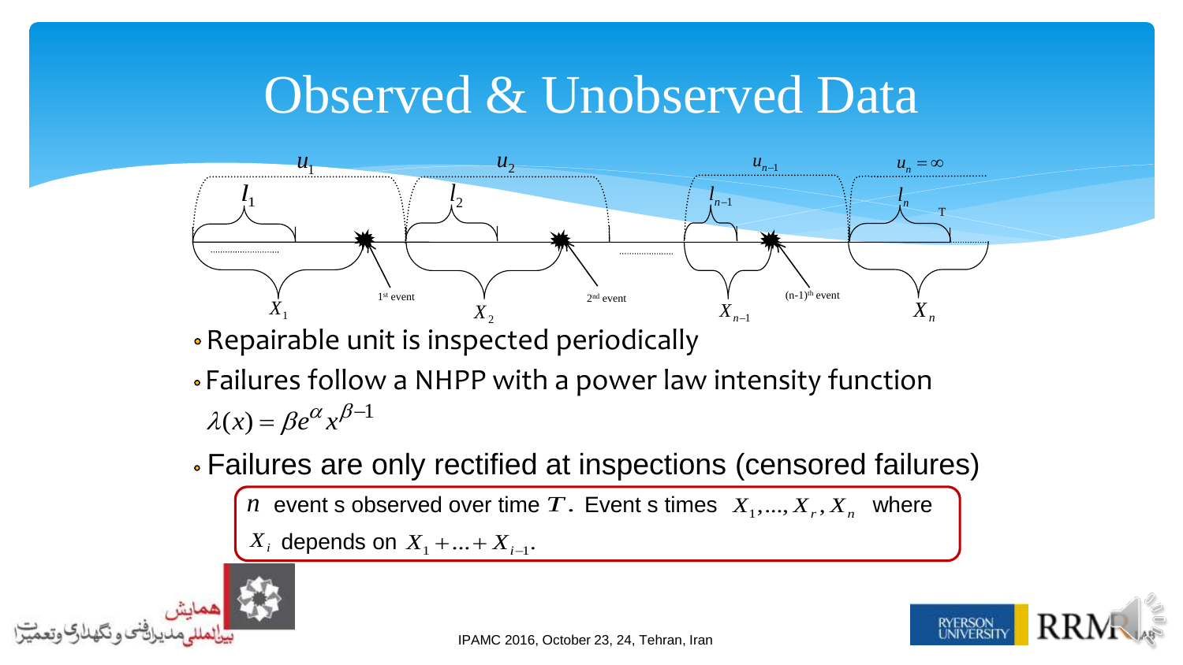# Observed & Unobserved Data

- Repairable unit is inspected periodically
- Failures follow a NHPP with a power law intensity function

  $\lambda(x) = \beta e^{\alpha} x^{\beta - 1}$

- Failures are only rectified at inspections (censored failures)

  $n$ events observed over time $T$. Events times $X_1, \ldots, X_r, X_n$ where $X_i$ depends on $X_1 + \ldots + X_{i-1}$.

IPAMC 2016, October 23, 24, Tehran, Iran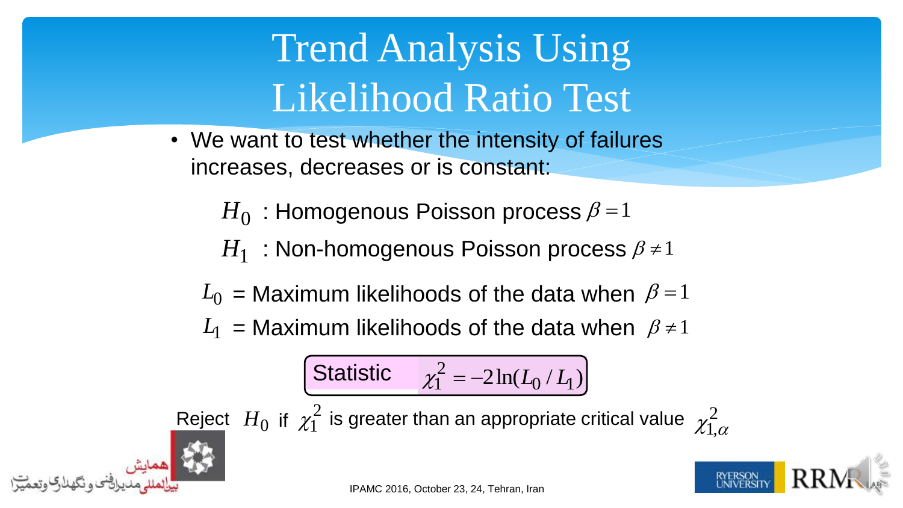# Trend Analysis Using Likelihood Ratio Test

- We want to test whether the intensity of failures increases, decreases or is constant:

  $H_0$ : Homogenous Poisson process $\beta = 1$

  $H_1$ : Non-homogenous Poisson process $\beta \neq 1$

$L_0$ = Maximum likelihoods of the data when $\beta = 1$

$L_1$ = Maximum likelihoods of the data when $\beta \neq 1$

**Statistic** $\chi_1^2 = -2\ln(L_0 / L_1)$

Reject $H_0$ if $\chi_1^2$ is greater than an appropriate critical value $\chi_{1,\alpha}^2$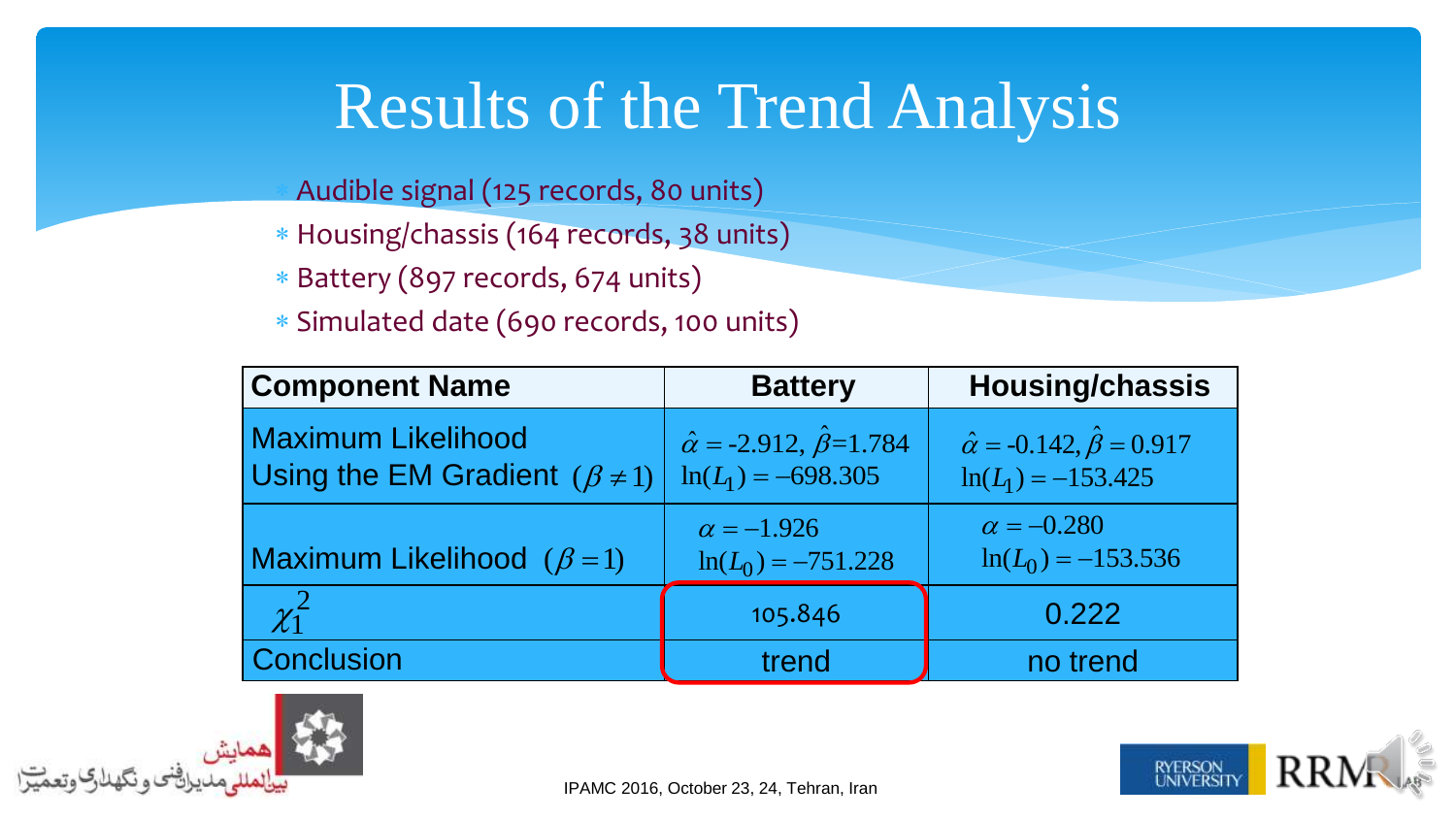# Results of the Trend Analysis

- Audible signal (125 records, 80 units)
- Housing/chassis (164 records, 38 units)
- Battery (897 records, 674 units)
- Simulated date (690 records, 100 units)

| Component Name | Battery | Housing/chassis |
|---|---|---|
| Maximum Likelihood Using the EM Gradient $(\beta \neq 1)$ | $\hat{\alpha} = -2.912,\ \hat{\beta} = 1.784$ <br> $\ln(L_1) = -698.305$ | $\hat{\alpha} = -0.142,\ \hat{\beta} = 0.917$ <br> $\ln(L_1) = -153.425$ |
| Maximum Likelihood $(\beta = 1)$ | $\alpha = -1.926$ <br> $\ln(L_0) = -751.228$ | $\alpha = -0.280$ <br> $\ln(L_0) = -153.536$ |
| $\chi_1^2$ | 105.846 | 0.222 |
| Conclusion | trend | no trend |

IPAMC 2016, October 23, 24, Tehran, Iran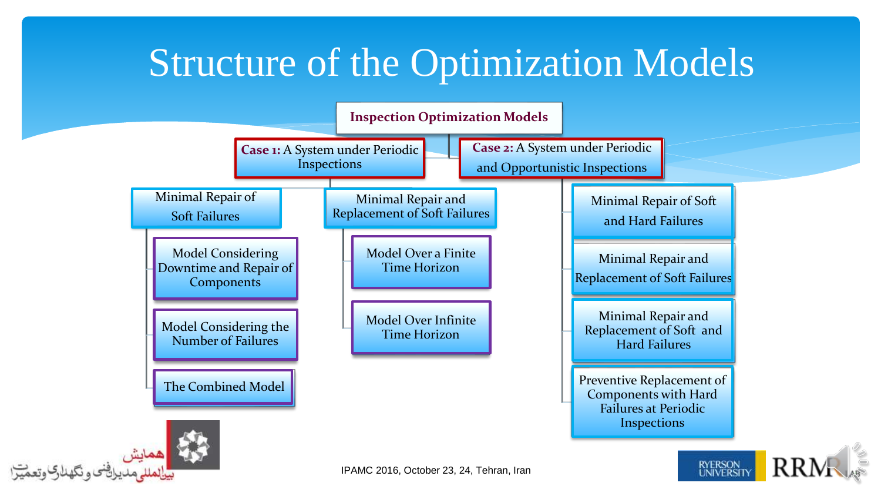# Structure of the Optimization Models

**Inspection Optimization Models**

- **Case 1:** A System under Periodic Inspections
  - Minimal Repair of Soft Failures
    - Model Considering Downtime and Repair of Components
    - Model Considering the Number of Failures
    - The Combined Model
  - Minimal Repair and Replacement of Soft Failures
    - Model Over a Finite Time Horizon
    - Model Over Infinite Time Horizon
- **Case 2:** A System under Periodic and Opportunistic Inspections
  - Minimal Repair of Soft and Hard Failures
  - Minimal Repair and Replacement of Soft Failures
  - Minimal Repair and Replacement of Soft and Hard Failures
  - Preventive Replacement of Components with Hard Failures at Periodic Inspections

IPAMC 2016, October 23, 24, Tehran, Iran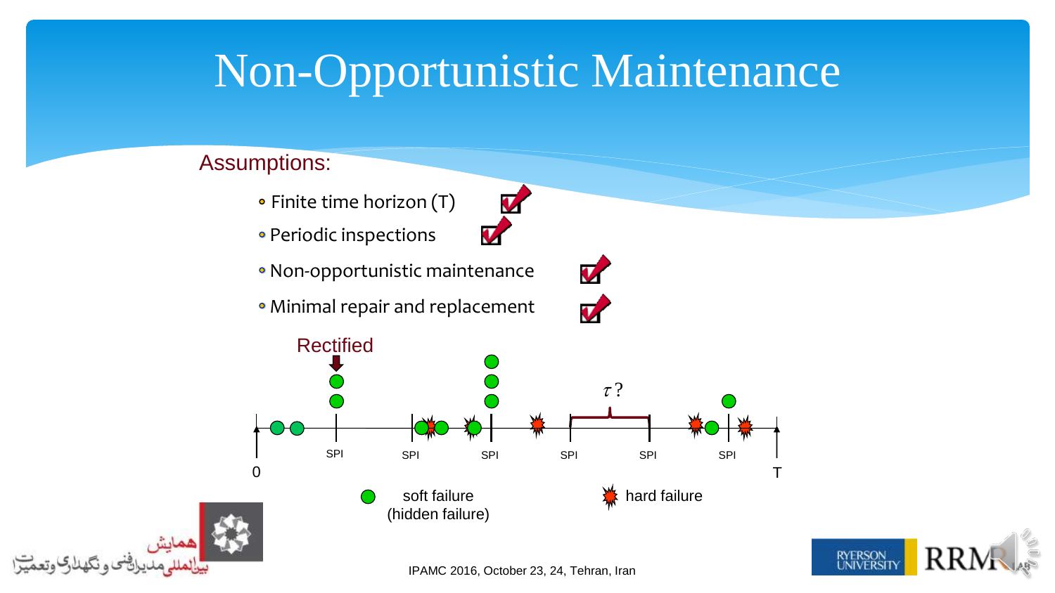# Non-Opportunistic Maintenance

Assumptions:

- Finite time horizon (T)
- Periodic inspections
- Non-opportunistic maintenance
- Minimal repair and replacement

Rectified

$\tau$?

SPI SPI SPI SPI SPI SPI

0 T

soft failure (hidden failure)

hard failure

IPAMC 2016, October 23, 24, Tehran, Iran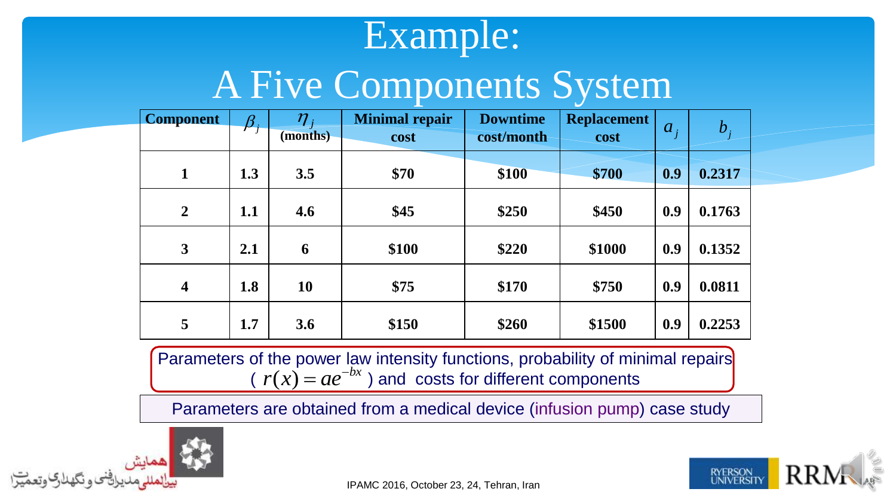# Example:
# A Five Components System

| Component | $\beta_j$ | $\eta_j$ (months) | Minimal repair cost | Downtime cost/month | Replacement cost | $a_j$ | $b_j$ |
|---|---|---|---|---|---|---|---|
| 1 | 1.3 | 3.5 | $70 | $100 | $700 | 0.9 | 0.2317 |
| 2 | 1.1 | 4.6 | $45 | $250 | $450 | 0.9 | 0.1763 |
| 3 | 2.1 | 6 | $100 | $220 | $1000 | 0.9 | 0.1352 |
| 4 | 1.8 | 10 | $75 | $170 | $750 | 0.9 | 0.0811 |
| 5 | 1.7 | 3.6 | $150 | $260 | $1500 | 0.9 | 0.2253 |

Parameters of the power law intensity functions, probability of minimal repairs ( $r(x) = ae^{-bx}$ ) and costs for different components

Parameters are obtained from a medical device (infusion pump) case study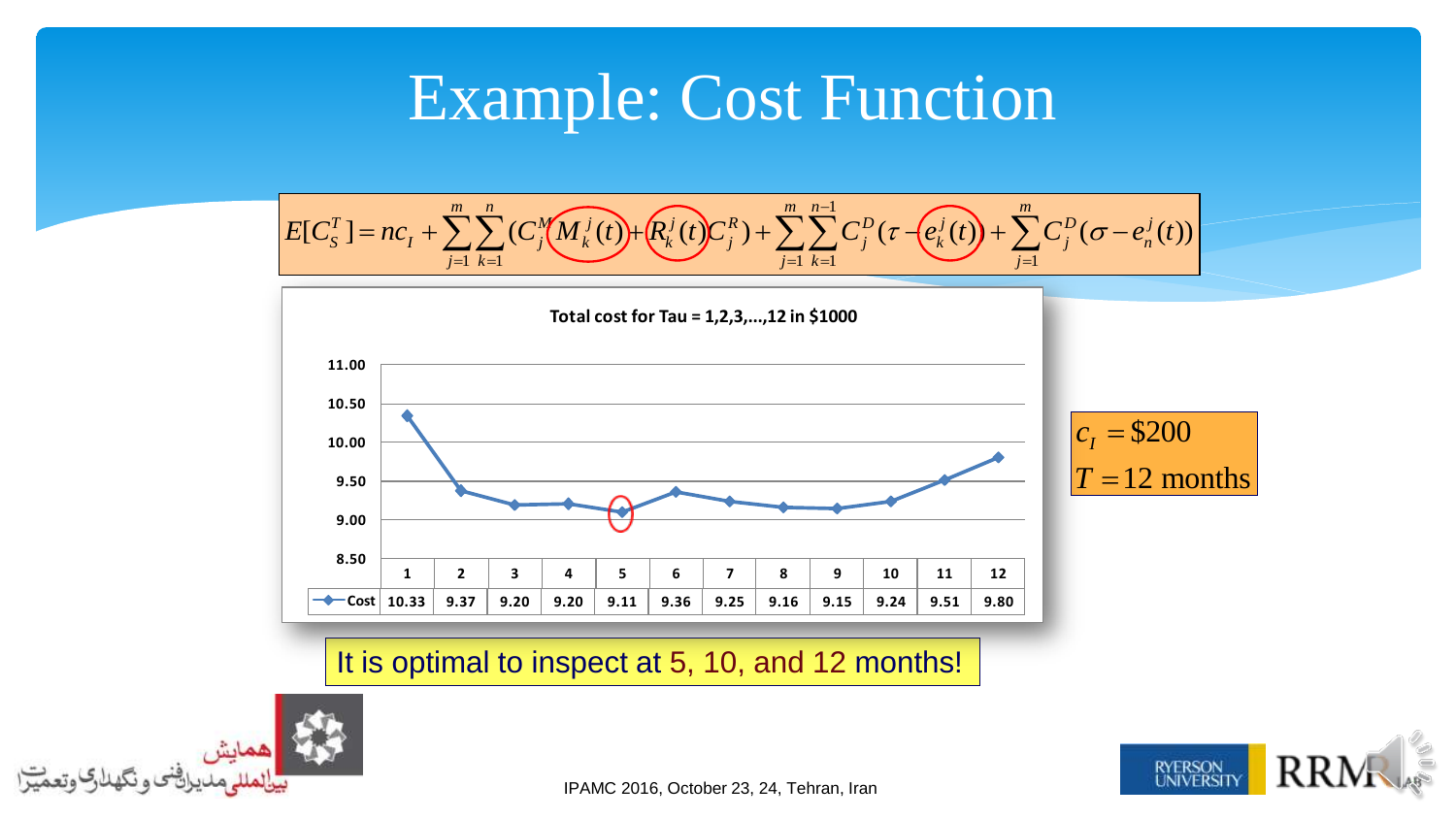# Example: Cost Function

$$E[C_S^T] = nc_I + \sum_{j=1}^{m}\sum_{k=1}^{n}(C_j^M M_k^j(t) + R_k^j(t) C_j^R) + \sum_{j=1}^{m}\sum_{k=1}^{n-1} C_j^D(\tau - e_k^j(t)) + \sum_{j=1}^{m} C_j^D(\sigma - e_n^j(t))$$

**Total cost for Tau = 1,2,3,...,12 in $1000**

| Tau | 1 | 2 | 3 | 4 | 5 | 6 | 7 | 8 | 9 | 10 | 11 | 12 |
|---|---|---|---|---|---|---|---|---|---|---|---|---|
| Cost | 10.33 | 9.37 | 9.20 | 9.20 | 9.11 | 9.36 | 9.25 | 9.16 | 9.15 | 9.24 | 9.51 | 9.80 |

$c_I = \$200$

$T = 12$ months

It is optimal to inspect at 5, 10, and 12 months!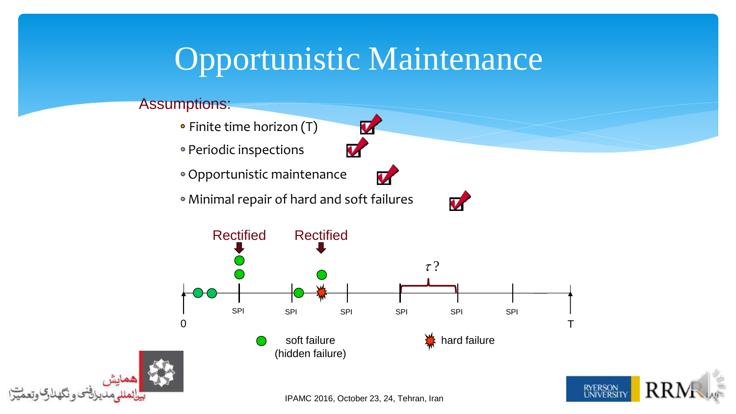# Opportunistic Maintenance

Assumptions:

- Finite time horizon (T)
- Periodic inspections
- Opportunistic maintenance
- Minimal repair of hard and soft failures

Rectified Rectified

$\tau$ ?

SPI SPI SPI SPI SPI SPI

0 T

soft failure (hidden failure)

hard failure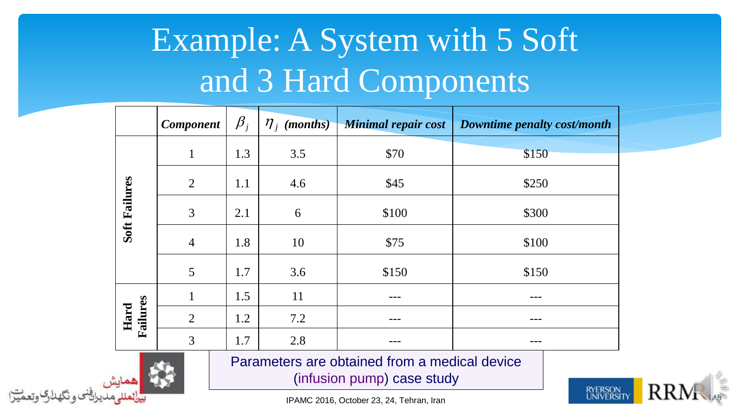# Example: A System with 5 Soft and 3 Hard Components

| | Component | $\beta_j$ | $\eta_j$ (months) | Minimal repair cost | Downtime penalty cost/month |
|---|---|---|---|---|---|
| **Soft Failures** | 1 | 1.3 | 3.5 | $70 | $150 |
| | 2 | 1.1 | 4.6 | $45 | $250 |
| | 3 | 2.1 | 6 | $100 | $300 |
| | 4 | 1.8 | 10 | $75 | $100 |
| | 5 | 1.7 | 3.6 | $150 | $150 |
| **Hard Failures** | 1 | 1.5 | 11 | --- | --- |
| | 2 | 1.2 | 7.2 | --- | --- |
| | 3 | 1.7 | 2.8 | --- | --- |

Parameters are obtained from a medical device (infusion pump) case study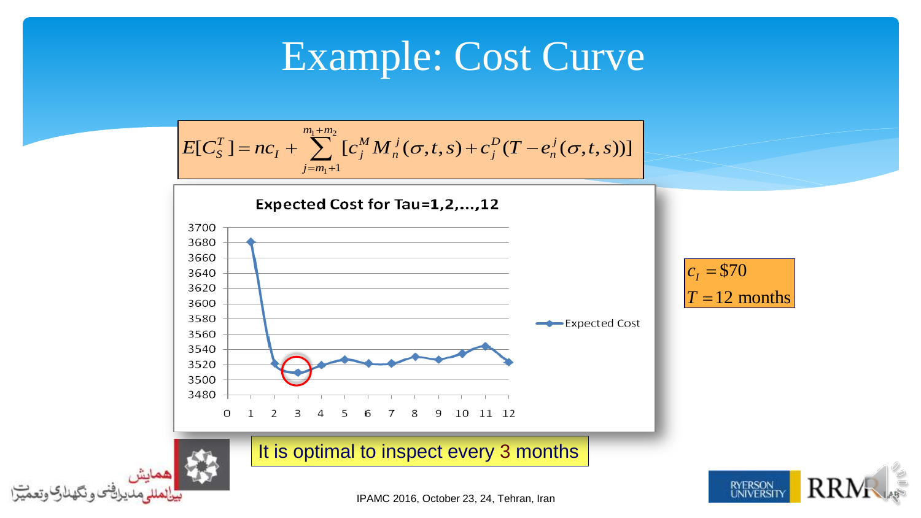# Example: Cost Curve

$$E[C_S^T] = nc_I + \sum_{j=m_1+1}^{m_1+m_2} [c_j^M M_n^j(\sigma,t,s) + c_j^D (T - e_n^j(\sigma,t,s))]$$

**Expected Cost for Tau=1,2,...,12**

| Tau | Expected Cost (approx.) |
|---|---|
| 1 | 3680 |
| 2 | 3522 |
| 3 | 3510 |
| 4 | 3520 |
| 5 | 3527 |
| 6 | 3522 |
| 7 | 3522 |
| 8 | 3530 |
| 9 | 3527 |
| 10 | 3535 |
| 11 | 3544 |
| 12 | 3524 |

$c_I = \$70$

$T = 12$ months

It is optimal to inspect every 3 months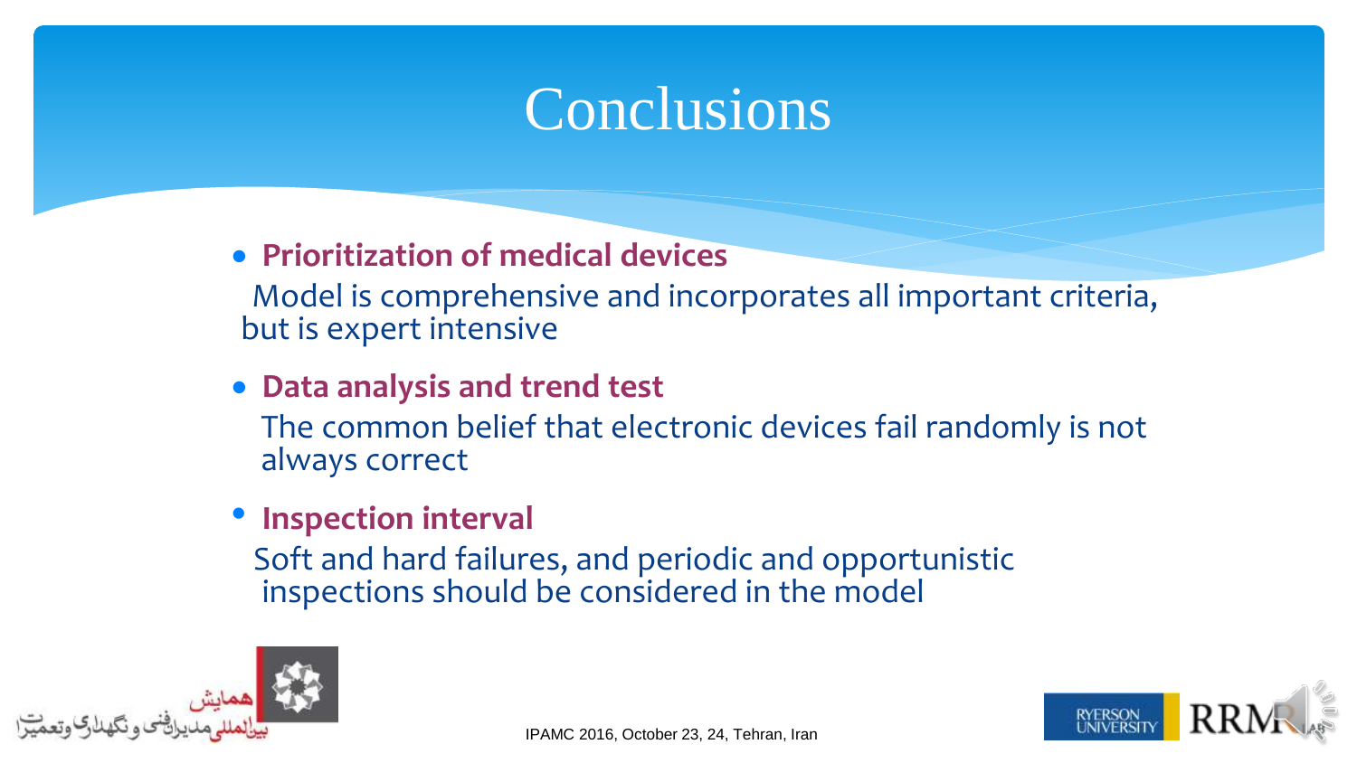# Conclusions

- **Prioritization of medical devices**

  Model is comprehensive and incorporates all important criteria, but is expert intensive

- **Data analysis and trend test**

  The common belief that electronic devices fail randomly is not always correct

- **Inspection interval**

  Soft and hard failures, and periodic and opportunistic inspections should be considered in the model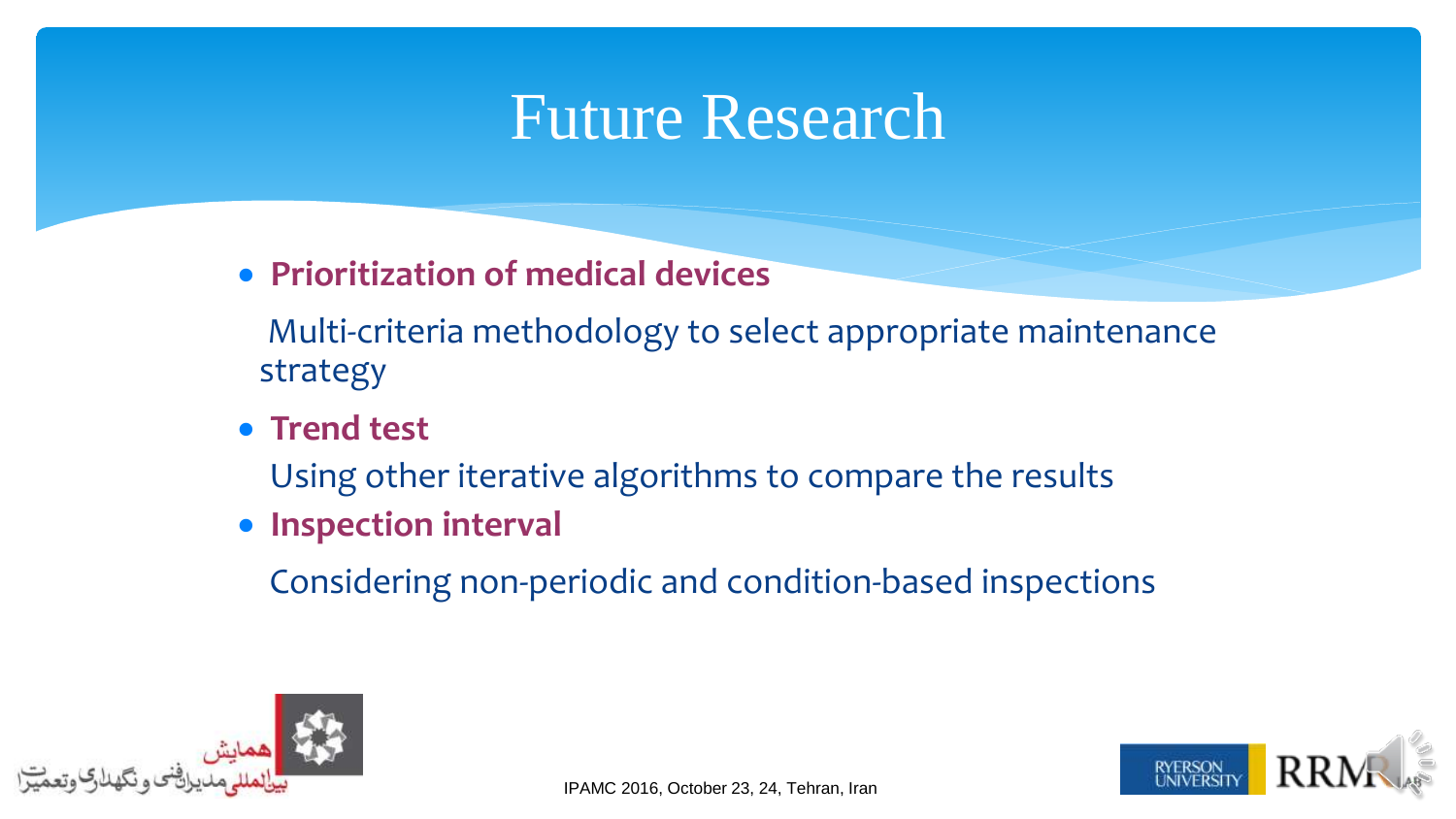# Future Research

- **Prioritization of medical devices**

  Multi-criteria methodology to select appropriate maintenance strategy

- **Trend test**

  Using other iterative algorithms to compare the results

- **Inspection interval**

  Considering non-periodic and condition-based inspections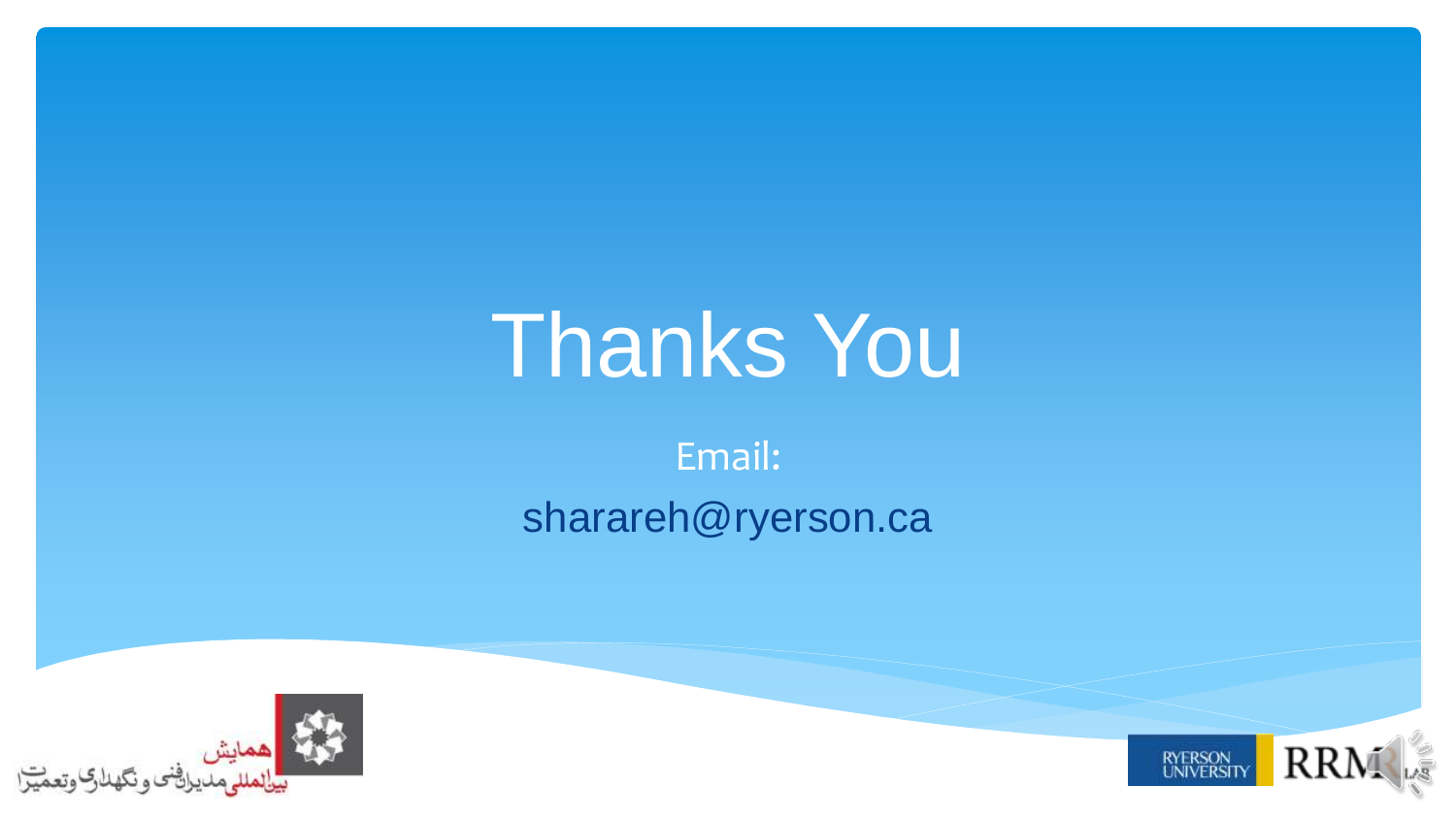# Thanks You

Email:

sharareh@ryerson.ca